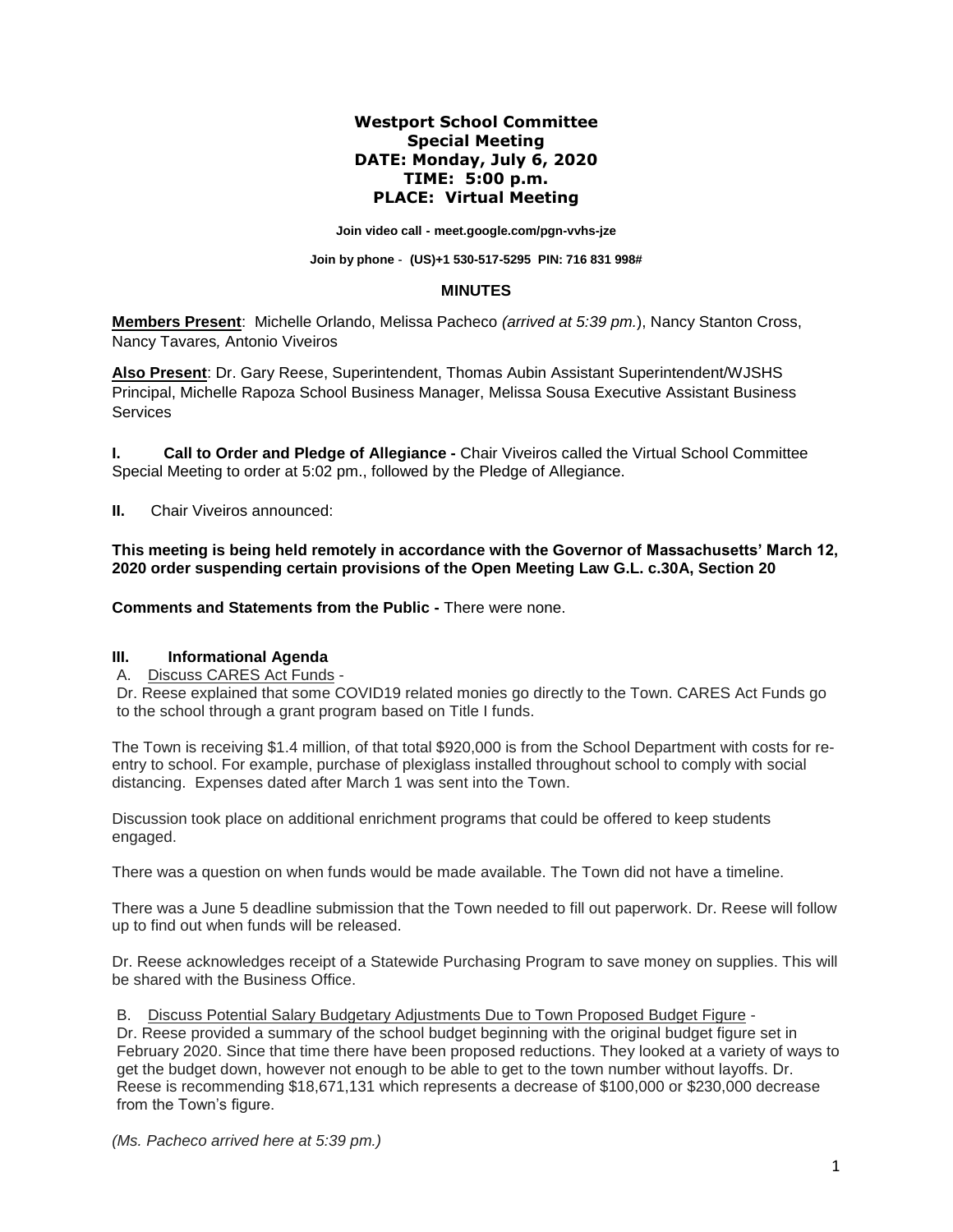# Westport School Committee
## Special Meeting
## DATE: Monday, July 6, 2020
## TIME: 5:00 p.m.
## PLACE: Virtual Meeting

**Join video call - meet.google.com/pgn-vvhs-jze**

**Join by phone - (US)+1 530-517-5295 PIN: 716 831 998#**

## MINUTES

**Members Present**: Michelle Orlando, Melissa Pacheco *(arrived at 5:39 pm.*), Nancy Stanton Cross, Nancy Tavares*,* Antonio Viveiros

**Also Present**: Dr. Gary Reese, Superintendent, Thomas Aubin Assistant Superintendent/WJSHS Principal, Michelle Rapoza School Business Manager, Melissa Sousa Executive Assistant Business Services

**I. Call to Order and Pledge of Allegiance -** Chair Viveiros called the Virtual School Committee Special Meeting to order at 5:02 pm., followed by the Pledge of Allegiance.

**II.** Chair Viveiros announced:

**This meeting is being held remotely in accordance with the Governor of Massachusetts' March 12, 2020 order suspending certain provisions of the Open Meeting Law G.L. c.30A, Section 20**

**Comments and Statements from the Public -** There were none.

### III. Informational Agenda

A. Discuss CARES Act Funds -
Dr. Reese explained that some COVID19 related monies go directly to the Town. CARES Act Funds go to the school through a grant program based on Title I funds.

The Town is receiving $1.4 million, of that total $920,000 is from the School Department with costs for re-entry to school. For example, purchase of plexiglass installed throughout school to comply with social distancing. Expenses dated after March 1 was sent into the Town.

Discussion took place on additional enrichment programs that could be offered to keep students engaged.

There was a question on when funds would be made available. The Town did not have a timeline.

There was a June 5 deadline submission that the Town needed to fill out paperwork. Dr. Reese will follow up to find out when funds will be released.

Dr. Reese acknowledges receipt of a Statewide Purchasing Program to save money on supplies. This will be shared with the Business Office.

B. Discuss Potential Salary Budgetary Adjustments Due to Town Proposed Budget Figure -
Dr. Reese provided a summary of the school budget beginning with the original budget figure set in February 2020. Since that time there have been proposed reductions. They looked at a variety of ways to get the budget down, however not enough to be able to get to the town number without layoffs. Dr. Reese is recommending $18,671,131 which represents a decrease of $100,000 or $230,000 decrease from the Town's figure.

*(Ms. Pacheco arrived here at 5:39 pm.)*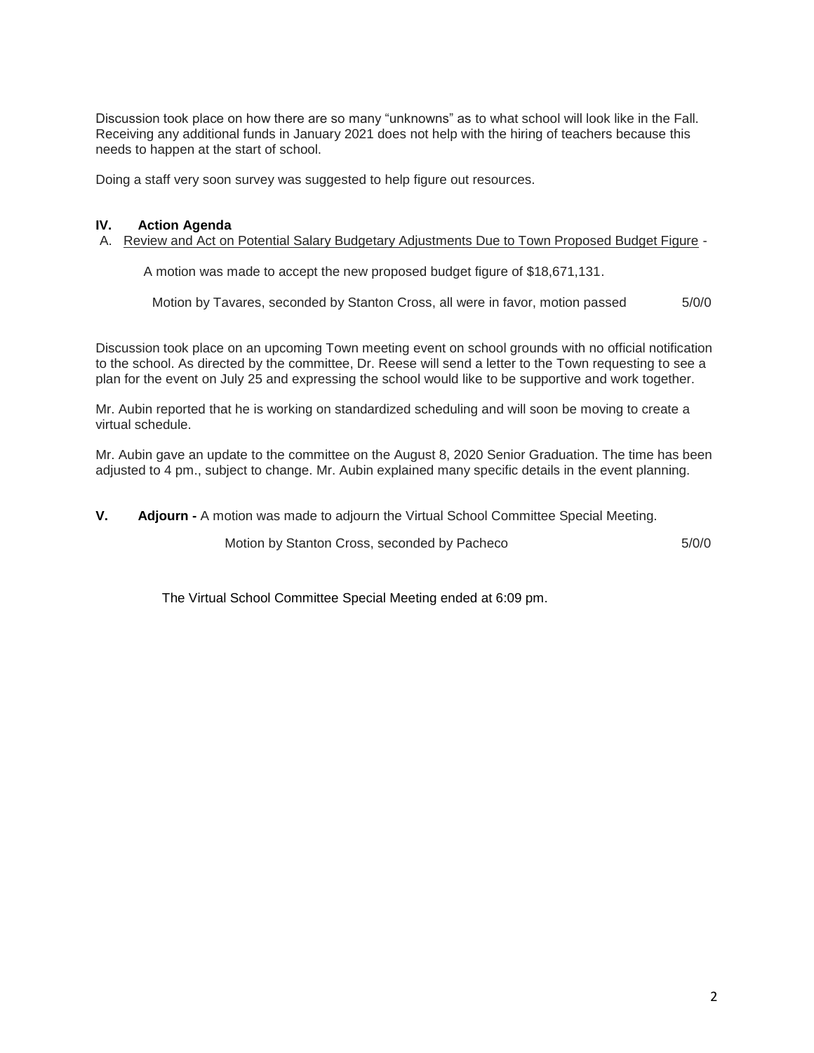Discussion took place on how there are so many "unknowns" as to what school will look like in the Fall. Receiving any additional funds in January 2021 does not help with the hiring of teachers because this needs to happen at the start of school.

Doing a staff very soon survey was suggested to help figure out resources.

## IV. Action Agenda

A. Review and Act on Potential Salary Budgetary Adjustments Due to Town Proposed Budget Figure -

A motion was made to accept the new proposed budget figure of $18,671,131.

Motion by Tavares, seconded by Stanton Cross, all were in favor, motion passed 5/0/0

Discussion took place on an upcoming Town meeting event on school grounds with no official notification to the school. As directed by the committee, Dr. Reese will send a letter to the Town requesting to see a plan for the event on July 25 and expressing the school would like to be supportive and work together.

Mr. Aubin reported that he is working on standardized scheduling and will soon be moving to create a virtual schedule.

Mr. Aubin gave an update to the committee on the August 8, 2020 Senior Graduation. The time has been adjusted to 4 pm., subject to change. Mr. Aubin explained many specific details in the event planning.

**V. Adjourn -** A motion was made to adjourn the Virtual School Committee Special Meeting.

Motion by Stanton Cross, seconded by Pacheco 5/0/0

The Virtual School Committee Special Meeting ended at 6:09 pm.